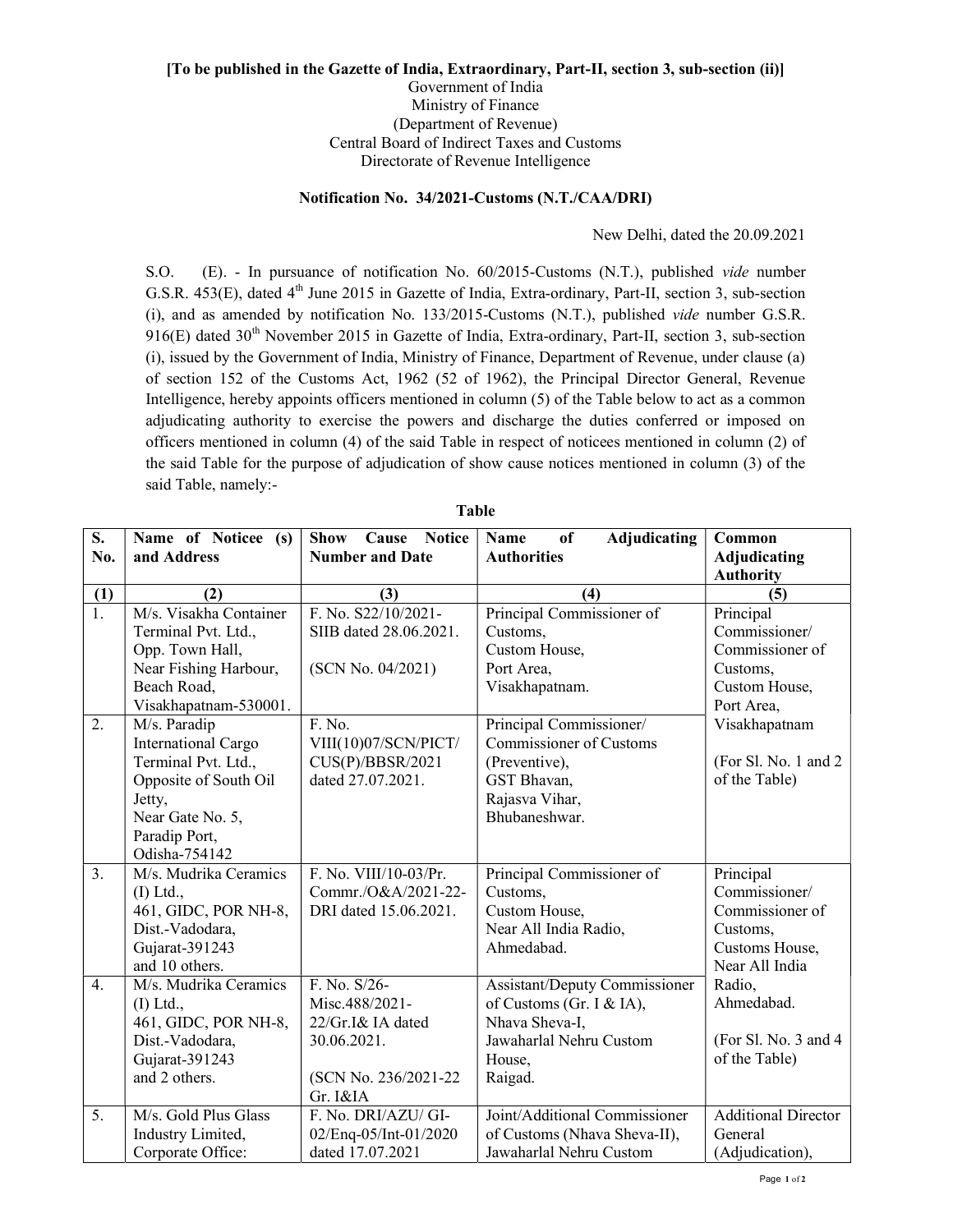**[To be published in the Gazette of India, Extraordinary, Part-II, section 3, sub-section (ii)]**

Government of India
Ministry of Finance
(Department of Revenue)
Central Board of Indirect Taxes and Customs
Directorate of Revenue Intelligence

**Notification No. 34/2021-Customs (N.T./CAA/DRI)**

New Delhi, dated the 20.09.2021

S.O. (E). - In pursuance of notification No. 60/2015-Customs (N.T.), published *vide* number G.S.R. 453(E), dated 4th June 2015 in Gazette of India, Extra-ordinary, Part-II, section 3, sub-section (i), and as amended by notification No. 133/2015-Customs (N.T.), published *vide* number G.S.R. 916(E) dated 30th November 2015 in Gazette of India, Extra-ordinary, Part-II, section 3, sub-section (i), issued by the Government of India, Ministry of Finance, Department of Revenue, under clause (a) of section 152 of the Customs Act, 1962 (52 of 1962), the Principal Director General, Revenue Intelligence, hereby appoints officers mentioned in column (5) of the Table below to act as a common adjudicating authority to exercise the powers and discharge the duties conferred or imposed on officers mentioned in column (4) of the said Table in respect of noticees mentioned in column (2) of the said Table for the purpose of adjudication of show cause notices mentioned in column (3) of the said Table, namely:-

**Table**

| S. No. | Name of Noticee (s) and Address | Show Cause Notice Number and Date | Name of Adjudicating Authorities | Common Adjudicating Authority |
|---|---|---|---|---|
| (1) | (2) | (3) | (4) | (5) |
| 1. | M/s. Visakha Container Terminal Pvt. Ltd., Opp. Town Hall, Near Fishing Harbour, Beach Road, Visakhapatnam-530001. | F. No. S22/10/2021-SIIB dated 28.06.2021. (SCN No. 04/2021) | Principal Commissioner of Customs, Custom House, Port Area, Visakhapatnam. | Principal Commissioner/ Commissioner of Customs, Custom House, Port Area, Visakhapatnam (For Sl. No. 1 and 2 of the Table) |
| 2. | M/s. Paradip International Cargo Terminal Pvt. Ltd., Opposite of South Oil Jetty, Near Gate No. 5, Paradip Port, Odisha-754142 | F. No. VIII(10)07/SCN/PICT/ CUS(P)/BBSR/2021 dated 27.07.2021. | Principal Commissioner/ Commissioner of Customs (Preventive), GST Bhavan, Rajasva Vihar, Bhubaneshwar. | |
| 3. | M/s. Mudrika Ceramics (I) Ltd., 461, GIDC, POR NH-8, Dist.-Vadodara, Gujarat-391243 and 10 others. | F. No. VIII/10-03/Pr. Commr./O&A/2021-22-DRI dated 15.06.2021. | Principal Commissioner of Customs, Custom House, Near All India Radio, Ahmedabad. | Principal Commissioner/ Commissioner of Customs, Customs House, Near All India Radio, Ahmedabad. (For Sl. No. 3 and 4 of the Table) |
| 4. | M/s. Mudrika Ceramics (I) Ltd., 461, GIDC, POR NH-8, Dist.-Vadodara, Gujarat-391243 and 2 others. | F. No. S/26-Misc.488/2021-22/Gr.I& IA dated 30.06.2021. (SCN No. 236/2021-22 Gr. I&IA | Assistant/Deputy Commissioner of Customs (Gr. I & IA), Nhava Sheva-I, Jawaharlal Nehru Custom House, Raigad. | |
| 5. | M/s. Gold Plus Glass Industry Limited, Corporate Office: | F. No. DRI/AZU/ GI-02/Enq-05/Int-01/2020 dated 17.07.2021 | Joint/Additional Commissioner of Customs (Nhava Sheva-II), Jawaharlal Nehru Custom | Additional Director General (Adjudication), |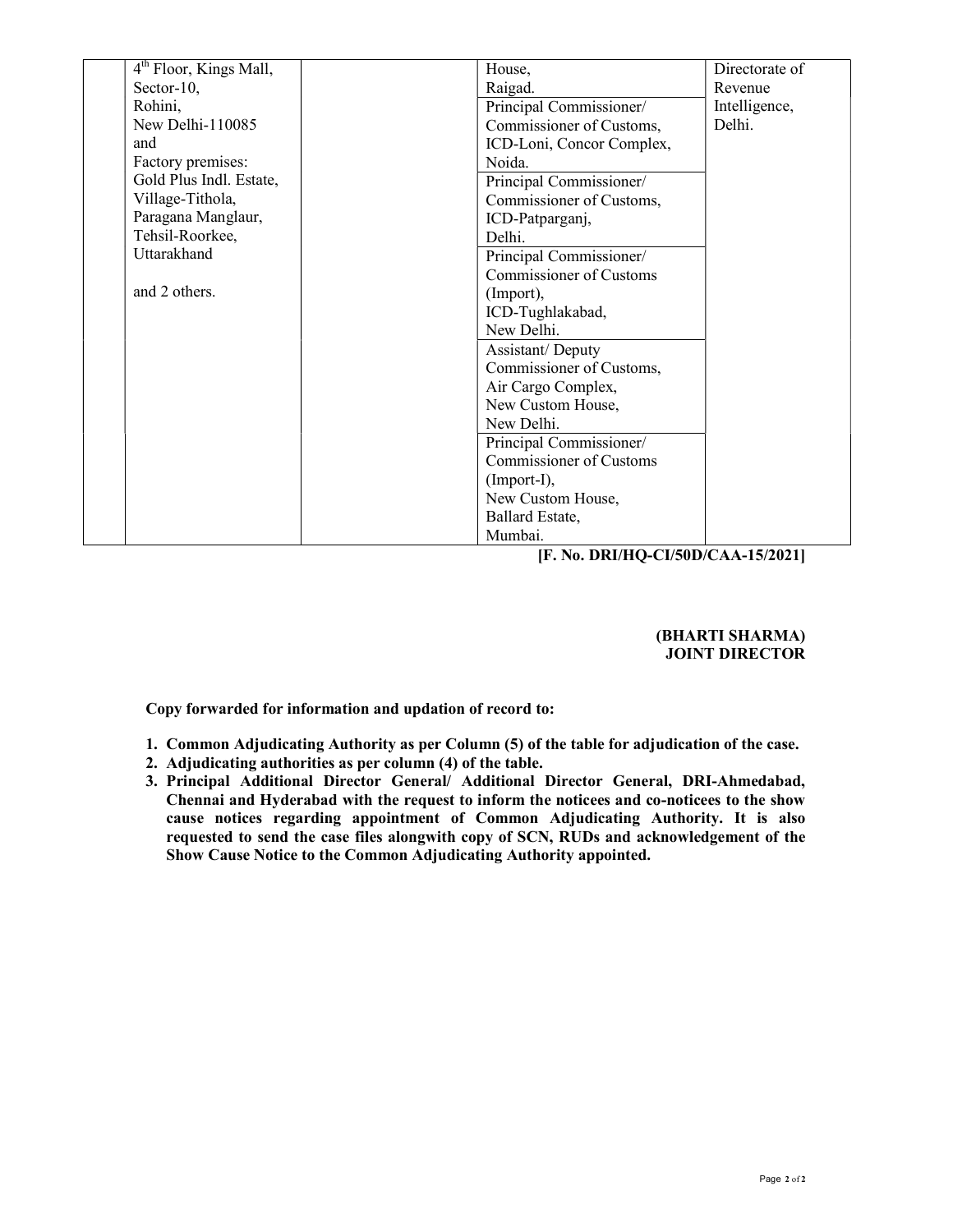| | | | | |
|---|---|---|---|---|
| | 4th Floor, Kings Mall, Sector-10, Rohini, New Delhi-110085 and Factory premises: Gold Plus Indl. Estate, Village-Tithola, Paragana Manglaur, Tehsil-Roorkee, Uttarakhand<br><br>and 2 others. | | House, Raigad. | Directorate of Revenue Intelligence, Delhi. |
| | | | Principal Commissioner/ Commissioner of Customs, ICD-Loni, Concor Complex, Noida. | |
| | | | Principal Commissioner/ Commissioner of Customs, ICD-Patparganj, Delhi. | |
| | | | Principal Commissioner/ Commissioner of Customs (Import), ICD-Tughlakabad, New Delhi. | |
| | | | Assistant/ Deputy Commissioner of Customs, Air Cargo Complex, New Custom House, New Delhi. | |
| | | | Principal Commissioner/ Commissioner of Customs (Import-I), New Custom House, Ballard Estate, Mumbai. | |

**[F. No. DRI/HQ-CI/50D/CAA-15/2021]**

**(BHARTI SHARMA)**
**JOINT DIRECTOR**

**Copy forwarded for information and updation of record to:**

1. **Common Adjudicating Authority as per Column (5) of the table for adjudication of the case.**
2. **Adjudicating authorities as per column (4) of the table.**
3. **Principal Additional Director General/ Additional Director General, DRI-Ahmedabad, Chennai and Hyderabad with the request to inform the noticees and co-noticees to the show cause notices regarding appointment of Common Adjudicating Authority. It is also requested to send the case files alongwith copy of SCN, RUDs and acknowledgement of the Show Cause Notice to the Common Adjudicating Authority appointed.**